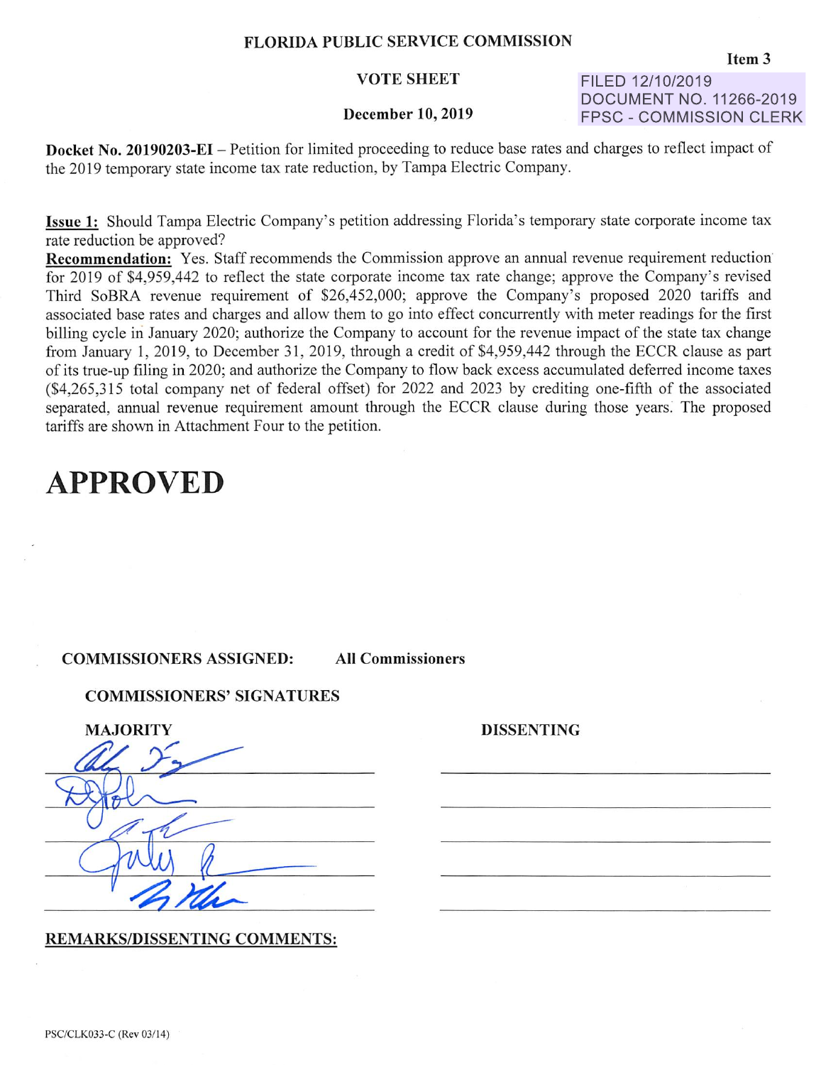**FLORIDA PUBLIC SERVICE COMMISSION**

**Item 3**

**VOTE SHEET**

FILED 12/10/2019
DOCUMENT NO. 11266-2019
FPSC - COMMISSION CLERK

**December 10, 2019**

**Docket No. 20190203-EI** – Petition for limited proceeding to reduce base rates and charges to reflect impact of the 2019 temporary state income tax rate reduction, by Tampa Electric Company.

**Issue 1:** Should Tampa Electric Company's petition addressing Florida's temporary state corporate income tax rate reduction be approved?

**Recommendation:** Yes. Staff recommends the Commission approve an annual revenue requirement reduction for 2019 of $4,959,442 to reflect the state corporate income tax rate change; approve the Company's revised Third SoBRA revenue requirement of $26,452,000; approve the Company's proposed 2020 tariffs and associated base rates and charges and allow them to go into effect concurrently with meter readings for the first billing cycle in January 2020; authorize the Company to account for the revenue impact of the state tax change from January 1, 2019, to December 31, 2019, through a credit of $4,959,442 through the ECCR clause as part of its true-up filing in 2020; and authorize the Company to flow back excess accumulated deferred income taxes ($4,265,315 total company net of federal offset) for 2022 and 2023 by crediting one-fifth of the associated separated, annual revenue requirement amount through the ECCR clause during those years. The proposed tariffs are shown in Attachment Four to the petition.

# APPROVED

**COMMISSIONERS ASSIGNED:** **All Commissioners**

**COMMISSIONERS' SIGNATURES**

| MAJORITY | DISSENTING |
|---|---|
| [signature] | |
| [signature] | |
| [signature] | |
| [signature] | |
| [signature] | |

**REMARKS/DISSENTING COMMENTS:**

PSC/CLK033-C (Rev 03/14)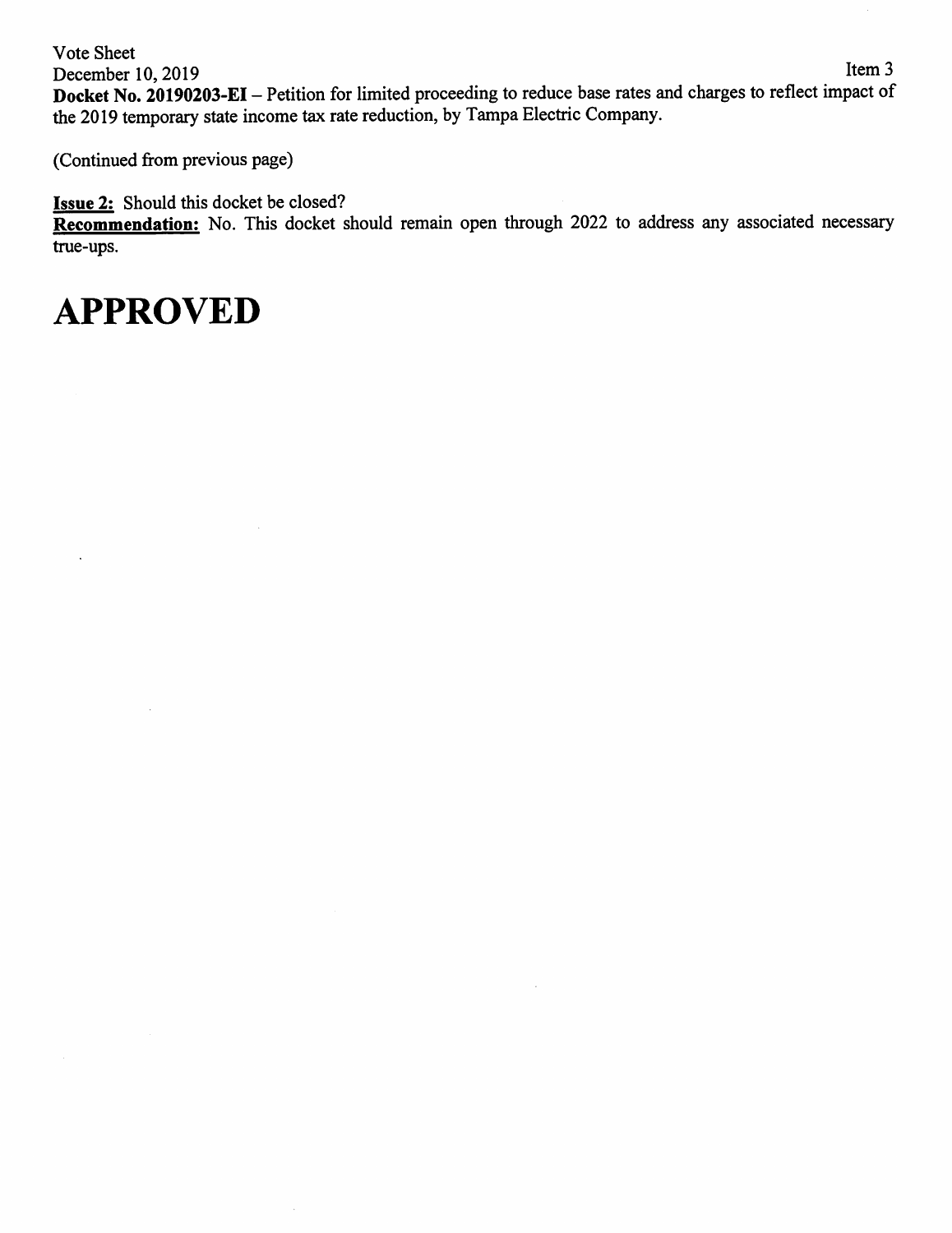Vote Sheet
December 10, 2019 Item 3
**Docket No. 20190203-EI** – Petition for limited proceeding to reduce base rates and charges to reflect impact of the 2019 temporary state income tax rate reduction, by Tampa Electric Company.

(Continued from previous page)

**Issue 2:** Should this docket be closed?
**Recommendation:** No. This docket should remain open through 2022 to address any associated necessary true-ups.

# APPROVED